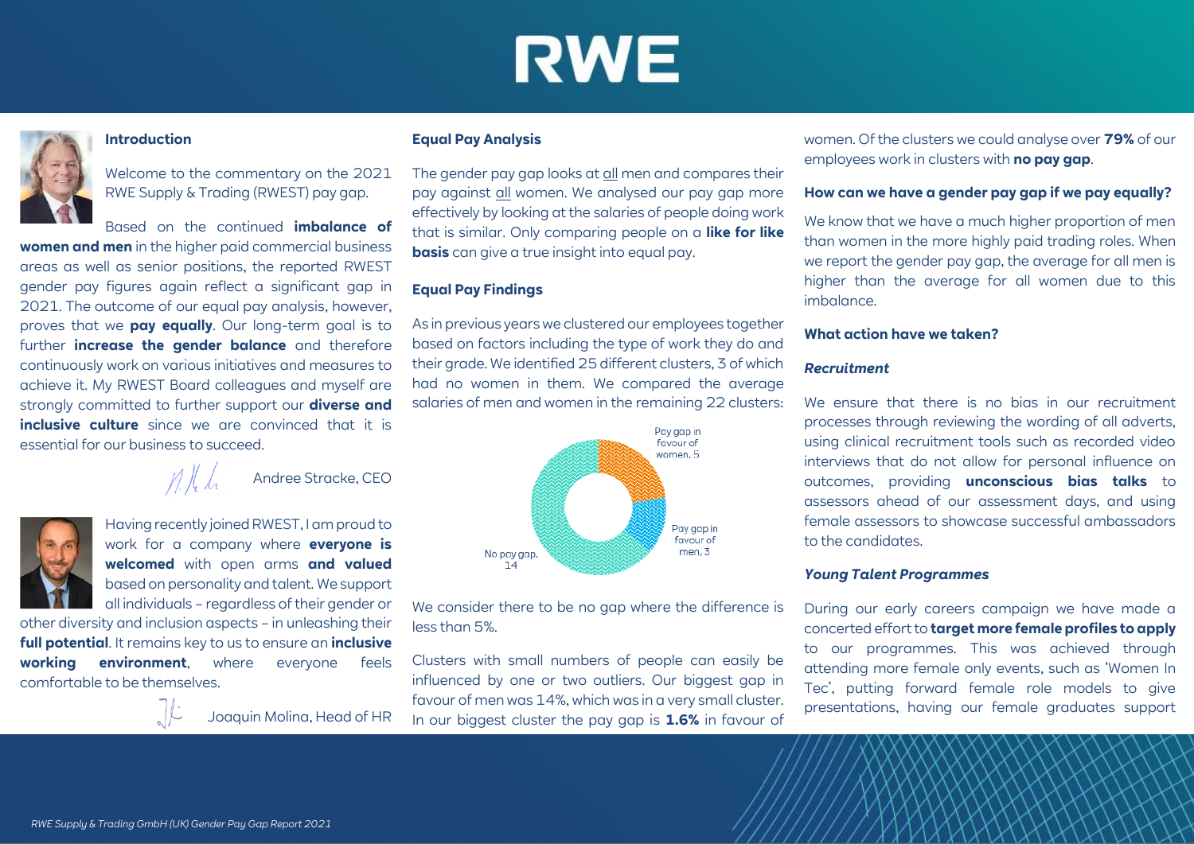# RWE

## Introduction

Welcome to the commentary on the 2021 RWE Supply & Trading (RWEST) pay gap.

Based on the continued **imbalance of women and men** in the higher paid commercial business areas as well as senior positions, the reported RWEST gender pay figures again reflect a significant gap in 2021. The outcome of our equal pay analysis, however, proves that we **pay equally**. Our long-term goal is to further **increase the gender balance** and therefore continuously work on various initiatives and measures to achieve it. My RWEST Board colleagues and myself are strongly committed to further support our **diverse and inclusive culture** since we are convinced that it is essential for our business to succeed.

Andree Stracke, CEO

Having recently joined RWEST, I am proud to work for a company where **everyone is welcomed** with open arms **and valued** based on personality and talent. We support all individuals – regardless of their gender or other diversity and inclusion aspects – in unleashing their **full potential**. It remains key to us to ensure an **inclusive working environment**, where everyone feels comfortable to be themselves.

Joaquin Molina, Head of HR

## Equal Pay Analysis

The gender pay gap looks at all men and compares their pay against all women. We analysed our pay gap more effectively by looking at the salaries of people doing work that is similar. Only comparing people on a **like for like basis** can give a true insight into equal pay.

## Equal Pay Findings

As in previous years we clustered our employees together based on factors including the type of work they do and their grade. We identified 25 different clusters, 3 of which had no women in them. We compared the average salaries of men and women in the remaining 22 clusters:

| Category | Clusters |
|---|---|
| Pay gap in favour of women | 5 |
| Pay gap in favour of men | 3 |
| No pay gap | 14 |

We consider there to be no gap where the difference is less than 5%.

Clusters with small numbers of people can easily be influenced by one or two outliers. Our biggest gap in favour of men was 14%, which was in a very small cluster. In our biggest cluster the pay gap is **1.6%** in favour of women. Of the clusters we could analyse over **79%** of our employees work in clusters with **no pay gap**.

## How can we have a gender pay gap if we pay equally?

We know that we have a much higher proportion of men than women in the more highly paid trading roles. When we report the gender pay gap, the average for all men is higher than the average for all women due to this imbalance.

## What action have we taken?

### *Recruitment*

We ensure that there is no bias in our recruitment processes through reviewing the wording of all adverts, using clinical recruitment tools such as recorded video interviews that do not allow for personal influence on outcomes, providing **unconscious bias talks** to assessors ahead of our assessment days, and using female assessors to showcase successful ambassadors to the candidates.

### *Young Talent Programmes*

During our early careers campaign we have made a concerted effort to **target more female profiles to apply** to our programmes. This was achieved through attending more female only events, such as 'Women In Tec', putting forward female role models to give presentations, having our female graduates support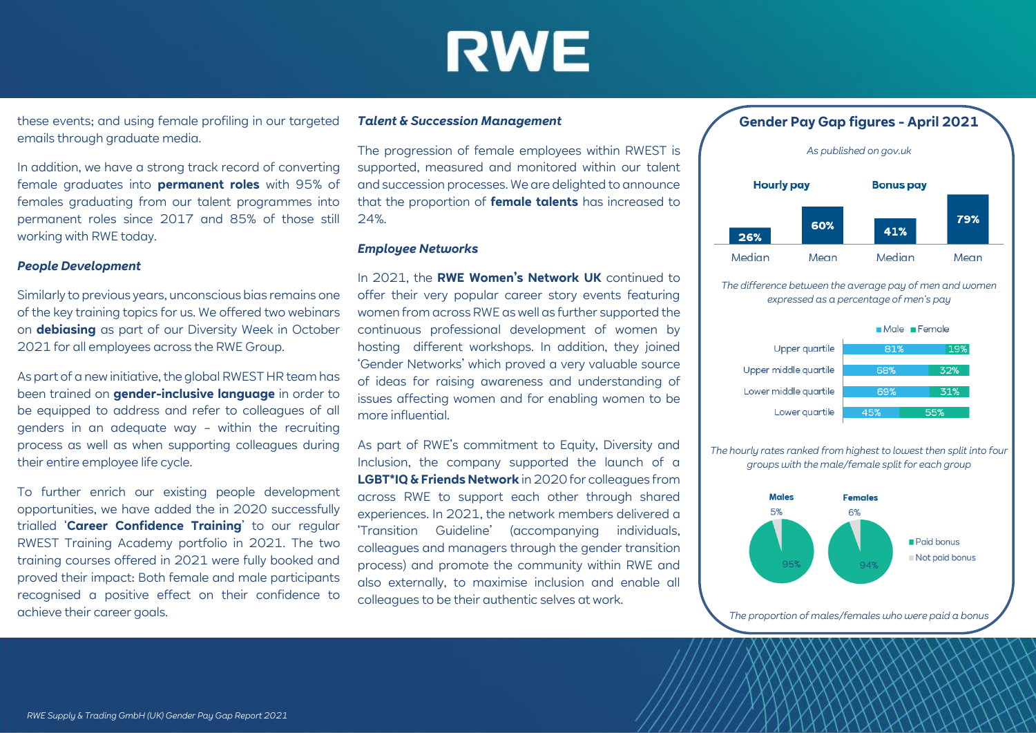these events; and using female profiling in our targeted emails through graduate media.

In addition, we have a strong track record of converting female graduates into **permanent roles** with 95% of females graduating from our talent programmes into permanent roles since 2017 and 85% of those still working with RWE today.

***People Development***

Similarly to previous years, unconscious bias remains one of the key training topics for us. We offered two webinars on **debiasing** as part of our Diversity Week in October 2021 for all employees across the RWE Group.

As part of a new initiative, the global RWEST HR team has been trained on **gender-inclusive language** in order to be equipped to address and refer to colleagues of all genders in an adequate way – within the recruiting process as well as when supporting colleagues during their entire employee life cycle.

To further enrich our existing people development opportunities, we have added the in 2020 successfully trialled '**Career Confidence Training**' to our regular RWEST Training Academy portfolio in 2021. The two training courses offered in 2021 were fully booked and proved their impact: Both female and male participants recognised a positive effect on their confidence to achieve their career goals.

***Talent & Succession Management***

The progression of female employees within RWEST is supported, measured and monitored within our talent and succession processes. We are delighted to announce that the proportion of **female talents** has increased to 24%.

***Employee Networks***

In 2021, the **RWE Women's Network UK** continued to offer their very popular career story events featuring women from across RWE as well as further supported the continuous professional development of women by hosting different workshops. In addition, they joined 'Gender Networks' which proved a very valuable source of ideas for raising awareness and understanding of issues affecting women and for enabling women to be more influential.

As part of RWE's commitment to Equity, Diversity and Inclusion, the company supported the launch of a **LGBT*IQ & Friends Network** in 2020 for colleagues from across RWE to support each other through shared experiences. In 2021, the network members delivered a 'Transition Guideline' (accompanying individuals, colleagues and managers through the gender transition process) and promote the community within RWE and also externally, to maximise inclusion and enable all colleagues to be their authentic selves at work.

## Gender Pay Gap figures - April 2021

*As published on gov.uk*

Hourly pay
26% Median
60% Mean

Bonus pay
41% Median
79% Mean

*The difference between the average pay of men and women expressed as a percentage of men's pay*

Male / Female

Upper quartile: 81% / 19%
Upper middle quartile: 68% / 32%
Lower middle quartile: 69% / 31%
Lower quartile: 45% / 55%

*The hourly rates ranked from highest to lowest then split into four groups with the male/female split for each group*

Males: 5% / 95%
Females: 6% / 94%

Paid bonus
Not paid bonus

*The proportion of males/females who were paid a bonus*